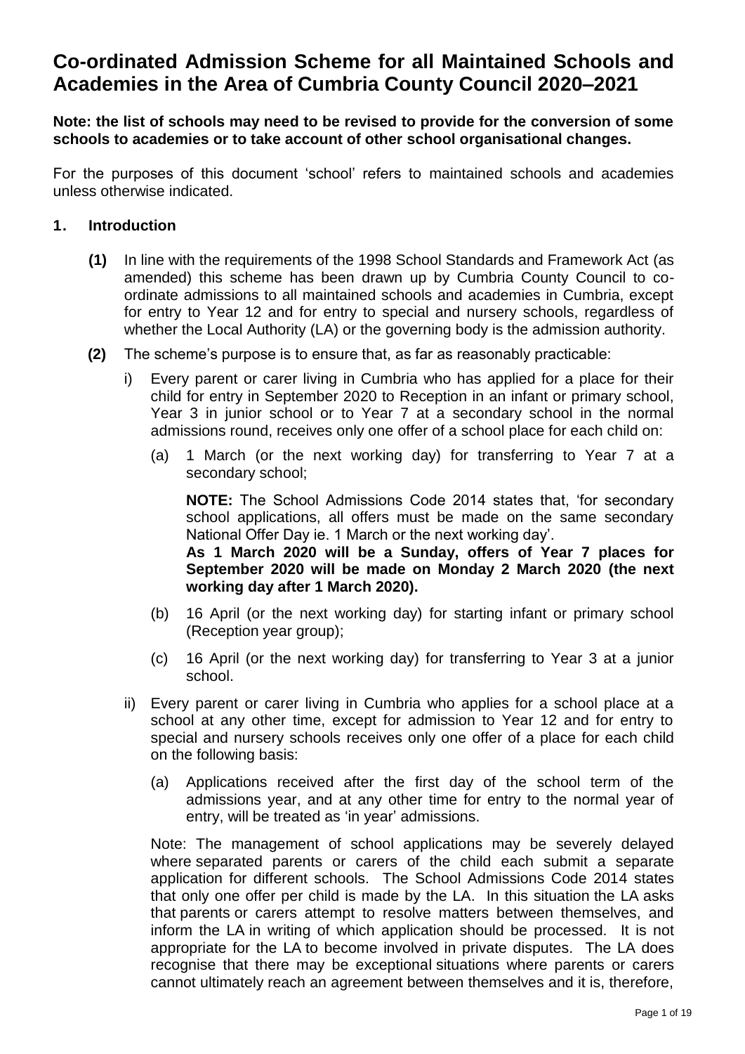# Co-ordinated Admission Scheme for all Maintained Schools and Academies in the Area of Cumbria County Council 2020–2021

**Note: the list of schools may need to be revised to provide for the conversion of some schools to academies or to take account of other school organisational changes.**

For the purposes of this document 'school' refers to maintained schools and academies unless otherwise indicated.

## 1. Introduction

**(1)** In line with the requirements of the 1998 School Standards and Framework Act (as amended) this scheme has been drawn up by Cumbria County Council to co-ordinate admissions to all maintained schools and academies in Cumbria, except for entry to Year 12 and for entry to special and nursery schools, regardless of whether the Local Authority (LA) or the governing body is the admission authority.

**(2)** The scheme's purpose is to ensure that, as far as reasonably practicable:

i) Every parent or carer living in Cumbria who has applied for a place for their child for entry in September 2020 to Reception in an infant or primary school, Year 3 in junior school or to Year 7 at a secondary school in the normal admissions round, receives only one offer of a school place for each child on:

(a) 1 March (or the next working day) for transferring to Year 7 at a secondary school;

**NOTE:** The School Admissions Code 2014 states that, 'for secondary school applications, all offers must be made on the same secondary National Offer Day ie. 1 March or the next working day'.
**As 1 March 2020 will be a Sunday, offers of Year 7 places for September 2020 will be made on Monday 2 March 2020 (the next working day after 1 March 2020).**

(b) 16 April (or the next working day) for starting infant or primary school (Reception year group);

(c) 16 April (or the next working day) for transferring to Year 3 at a junior school.

ii) Every parent or carer living in Cumbria who applies for a school place at a school at any other time, except for admission to Year 12 and for entry to special and nursery schools receives only one offer of a place for each child on the following basis:

(a) Applications received after the first day of the school term of the admissions year, and at any other time for entry to the normal year of entry, will be treated as 'in year' admissions.

Note: The management of school applications may be severely delayed where separated parents or carers of the child each submit a separate application for different schools. The School Admissions Code 2014 states that only one offer per child is made by the LA. In this situation the LA asks that parents or carers attempt to resolve matters between themselves, and inform the LA in writing of which application should be processed. It is not appropriate for the LA to become involved in private disputes. The LA does recognise that there may be exceptional situations where parents or carers cannot ultimately reach an agreement between themselves and it is, therefore,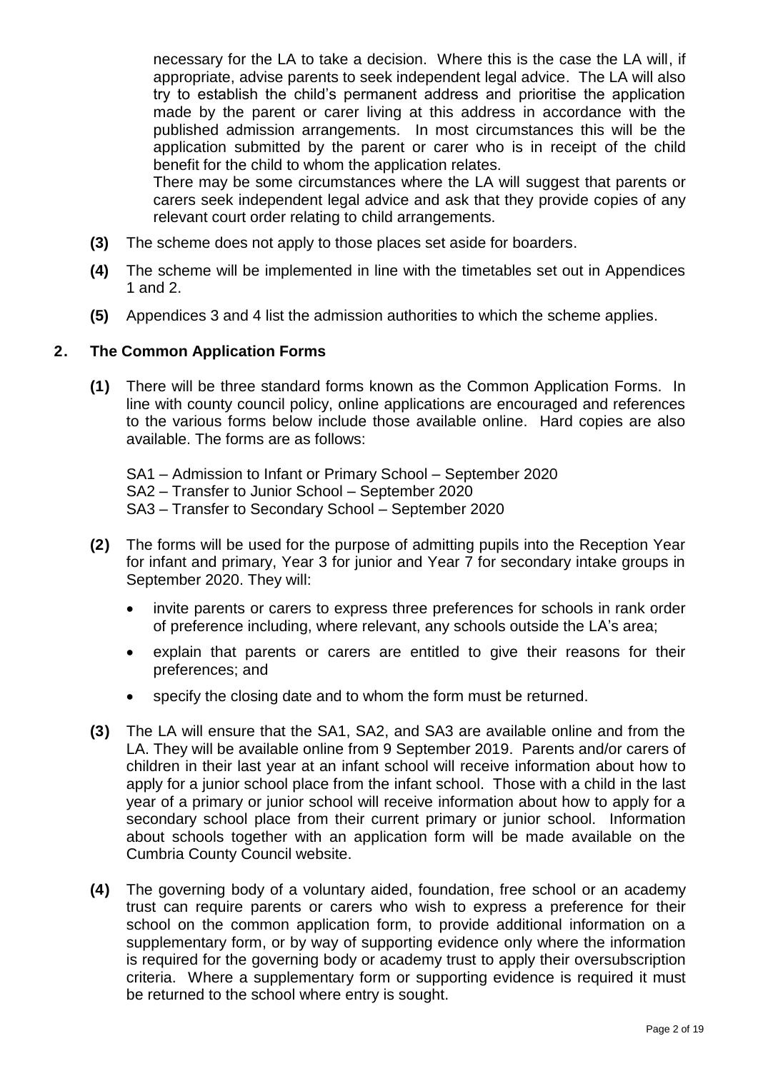necessary for the LA to take a decision. Where this is the case the LA will, if appropriate, advise parents to seek independent legal advice. The LA will also try to establish the child's permanent address and prioritise the application made by the parent or carer living at this address in accordance with the published admission arrangements. In most circumstances this will be the application submitted by the parent or carer who is in receipt of the child benefit for the child to whom the application relates.

There may be some circumstances where the LA will suggest that parents or carers seek independent legal advice and ask that they provide copies of any relevant court order relating to child arrangements.

**(3)** The scheme does not apply to those places set aside for boarders.

**(4)** The scheme will be implemented in line with the timetables set out in Appendices 1 and 2.

**(5)** Appendices 3 and 4 list the admission authorities to which the scheme applies.

## 2. The Common Application Forms

**(1)** There will be three standard forms known as the Common Application Forms. In line with county council policy, online applications are encouraged and references to the various forms below include those available online. Hard copies are also available. The forms are as follows:

SA1 – Admission to Infant or Primary School – September 2020
SA2 – Transfer to Junior School – September 2020
SA3 – Transfer to Secondary School – September 2020

**(2)** The forms will be used for the purpose of admitting pupils into the Reception Year for infant and primary, Year 3 for junior and Year 7 for secondary intake groups in September 2020. They will:

- invite parents or carers to express three preferences for schools in rank order of preference including, where relevant, any schools outside the LA's area;
- explain that parents or carers are entitled to give their reasons for their preferences; and
- specify the closing date and to whom the form must be returned.

**(3)** The LA will ensure that the SA1, SA2, and SA3 are available online and from the LA. They will be available online from 9 September 2019. Parents and/or carers of children in their last year at an infant school will receive information about how to apply for a junior school place from the infant school. Those with a child in the last year of a primary or junior school will receive information about how to apply for a secondary school place from their current primary or junior school. Information about schools together with an application form will be made available on the Cumbria County Council website.

**(4)** The governing body of a voluntary aided, foundation, free school or an academy trust can require parents or carers who wish to express a preference for their school on the common application form, to provide additional information on a supplementary form, or by way of supporting evidence only where the information is required for the governing body or academy trust to apply their oversubscription criteria. Where a supplementary form or supporting evidence is required it must be returned to the school where entry is sought.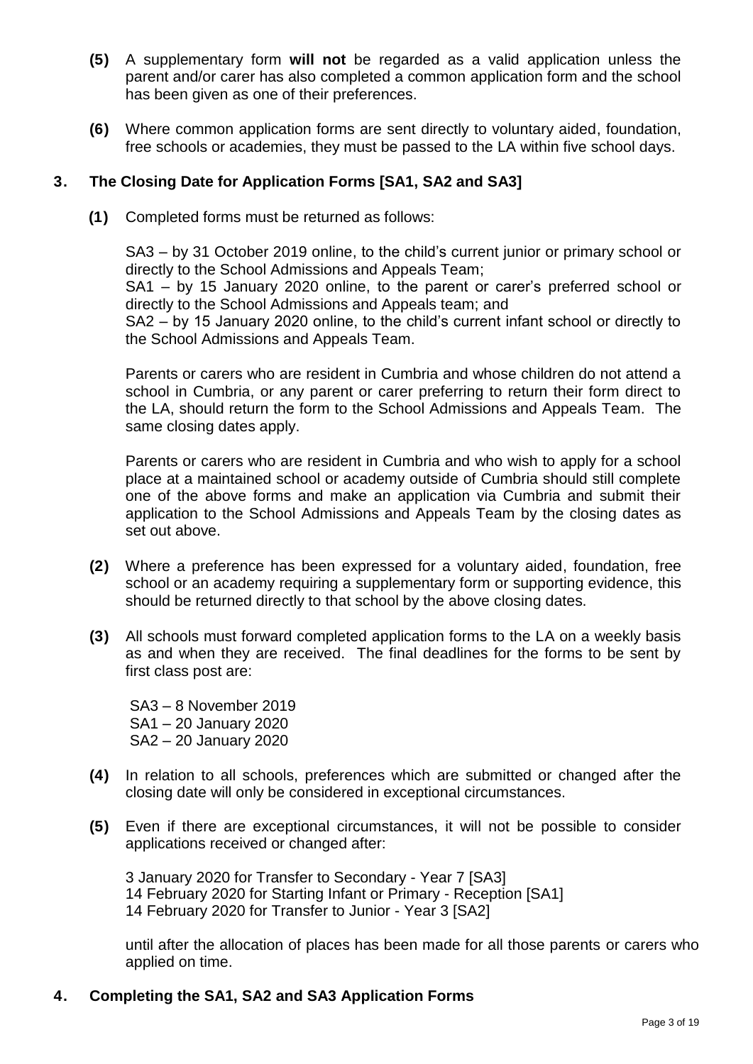**(5)** A supplementary form **will not** be regarded as a valid application unless the parent and/or carer has also completed a common application form and the school has been given as one of their preferences.

**(6)** Where common application forms are sent directly to voluntary aided, foundation, free schools or academies, they must be passed to the LA within five school days.

## 3. The Closing Date for Application Forms [SA1, SA2 and SA3]

**(1)** Completed forms must be returned as follows:

SA3 – by 31 October 2019 online, to the child's current junior or primary school or directly to the School Admissions and Appeals Team;
SA1 – by 15 January 2020 online, to the parent or carer's preferred school or directly to the School Admissions and Appeals team; and
SA2 – by 15 January 2020 online, to the child's current infant school or directly to the School Admissions and Appeals Team.

Parents or carers who are resident in Cumbria and whose children do not attend a school in Cumbria, or any parent or carer preferring to return their form direct to the LA, should return the form to the School Admissions and Appeals Team. The same closing dates apply.

Parents or carers who are resident in Cumbria and who wish to apply for a school place at a maintained school or academy outside of Cumbria should still complete one of the above forms and make an application via Cumbria and submit their application to the School Admissions and Appeals Team by the closing dates as set out above.

**(2)** Where a preference has been expressed for a voluntary aided, foundation, free school or an academy requiring a supplementary form or supporting evidence, this should be returned directly to that school by the above closing dates.

**(3)** All schools must forward completed application forms to the LA on a weekly basis as and when they are received. The final deadlines for the forms to be sent by first class post are:

SA3 – 8 November 2019
SA1 – 20 January 2020
SA2 – 20 January 2020

**(4)** In relation to all schools, preferences which are submitted or changed after the closing date will only be considered in exceptional circumstances.

**(5)** Even if there are exceptional circumstances, it will not be possible to consider applications received or changed after:

3 January 2020 for Transfer to Secondary - Year 7 [SA3]
14 February 2020 for Starting Infant or Primary - Reception [SA1]
14 February 2020 for Transfer to Junior - Year 3 [SA2]

until after the allocation of places has been made for all those parents or carers who applied on time.

## 4. Completing the SA1, SA2 and SA3 Application Forms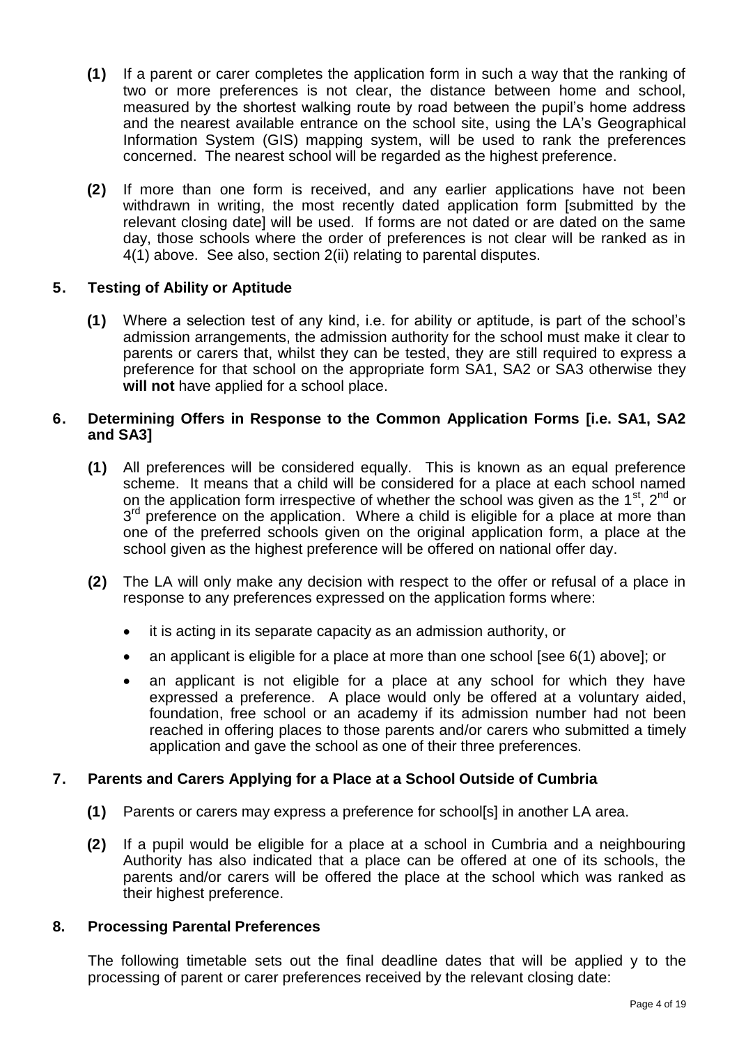**(1)** If a parent or carer completes the application form in such a way that the ranking of two or more preferences is not clear, the distance between home and school, measured by the shortest walking route by road between the pupil's home address and the nearest available entrance on the school site, using the LA's Geographical Information System (GIS) mapping system, will be used to rank the preferences concerned. The nearest school will be regarded as the highest preference.

**(2)** If more than one form is received, and any earlier applications have not been withdrawn in writing, the most recently dated application form [submitted by the relevant closing date] will be used. If forms are not dated or are dated on the same day, those schools where the order of preferences is not clear will be ranked as in 4(1) above. See also, section 2(ii) relating to parental disputes.

## 5. Testing of Ability or Aptitude

**(1)** Where a selection test of any kind, i.e. for ability or aptitude, is part of the school's admission arrangements, the admission authority for the school must make it clear to parents or carers that, whilst they can be tested, they are still required to express a preference for that school on the appropriate form SA1, SA2 or SA3 otherwise they **will not** have applied for a school place.

## 6. Determining Offers in Response to the Common Application Forms [i.e. SA1, SA2 and SA3]

**(1)** All preferences will be considered equally. This is known as an equal preference scheme. It means that a child will be considered for a place at each school named on the application form irrespective of whether the school was given as the 1st, 2nd or 3rd preference on the application. Where a child is eligible for a place at more than one of the preferred schools given on the original application form, a place at the school given as the highest preference will be offered on national offer day.

**(2)** The LA will only make any decision with respect to the offer or refusal of a place in response to any preferences expressed on the application forms where:

- it is acting in its separate capacity as an admission authority, or
- an applicant is eligible for a place at more than one school [see 6(1) above]; or
- an applicant is not eligible for a place at any school for which they have expressed a preference. A place would only be offered at a voluntary aided, foundation, free school or an academy if its admission number had not been reached in offering places to those parents and/or carers who submitted a timely application and gave the school as one of their three preferences.

## 7. Parents and Carers Applying for a Place at a School Outside of Cumbria

**(1)** Parents or carers may express a preference for school[s] in another LA area.

**(2)** If a pupil would be eligible for a place at a school in Cumbria and a neighbouring Authority has also indicated that a place can be offered at one of its schools, the parents and/or carers will be offered the place at the school which was ranked as their highest preference.

## 8. Processing Parental Preferences

The following timetable sets out the final deadline dates that will be applied y to the processing of parent or carer preferences received by the relevant closing date: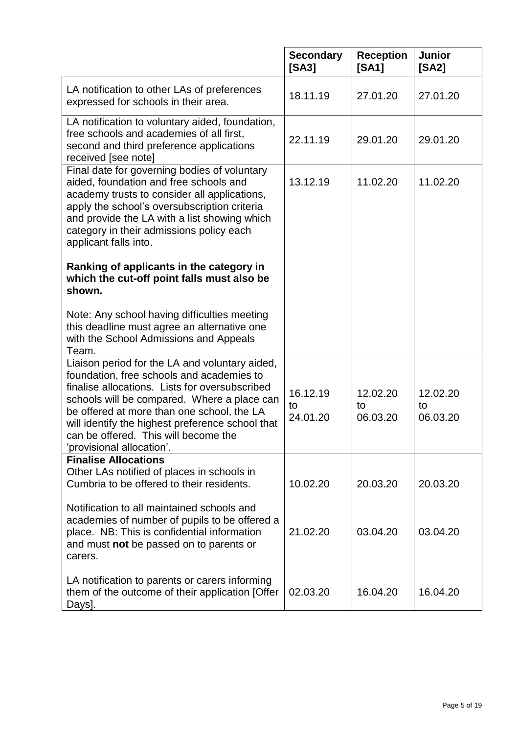| | **Secondary [SA3]** | **Reception [SA1]** | **Junior [SA2]** |
|---|---|---|---|
| LA notification to other LAs of preferences expressed for schools in their area. | 18.11.19 | 27.01.20 | 27.01.20 |
| LA notification to voluntary aided, foundation, free schools and academies of all first, second and third preference applications received [see note] | 22.11.19 | 29.01.20 | 29.01.20 |
| Final date for governing bodies of voluntary aided, foundation and free schools and academy trusts to consider all applications, apply the school's oversubscription criteria and provide the LA with a list showing which category in their admissions policy each applicant falls into.<br><br>**Ranking of applicants in the category in which the cut-off point falls must also be shown.**<br><br>Note: Any school having difficulties meeting this deadline must agree an alternative one with the School Admissions and Appeals Team. | 13.12.19 | 11.02.20 | 11.02.20 |
| Liaison period for the LA and voluntary aided, foundation, free schools and academies to finalise allocations. Lists for oversubscribed schools will be compared. Where a place can be offered at more than one school, the LA will identify the highest preference school that can be offered. This will become the 'provisional allocation'. | 16.12.19 to 24.01.20 | 12.02.20 to 06.03.20 | 12.02.20 to 06.03.20 |
| **Finalise Allocations**<br>Other LAs notified of places in schools in Cumbria to be offered to their residents. | 10.02.20 | 20.03.20 | 20.03.20 |
| Notification to all maintained schools and academies of number of pupils to be offered a place. NB: This is confidential information and must **not** be passed on to parents or carers. | 21.02.20 | 03.04.20 | 03.04.20 |
| LA notification to parents or carers informing them of the outcome of their application [Offer Days]. | 02.03.20 | 16.04.20 | 16.04.20 |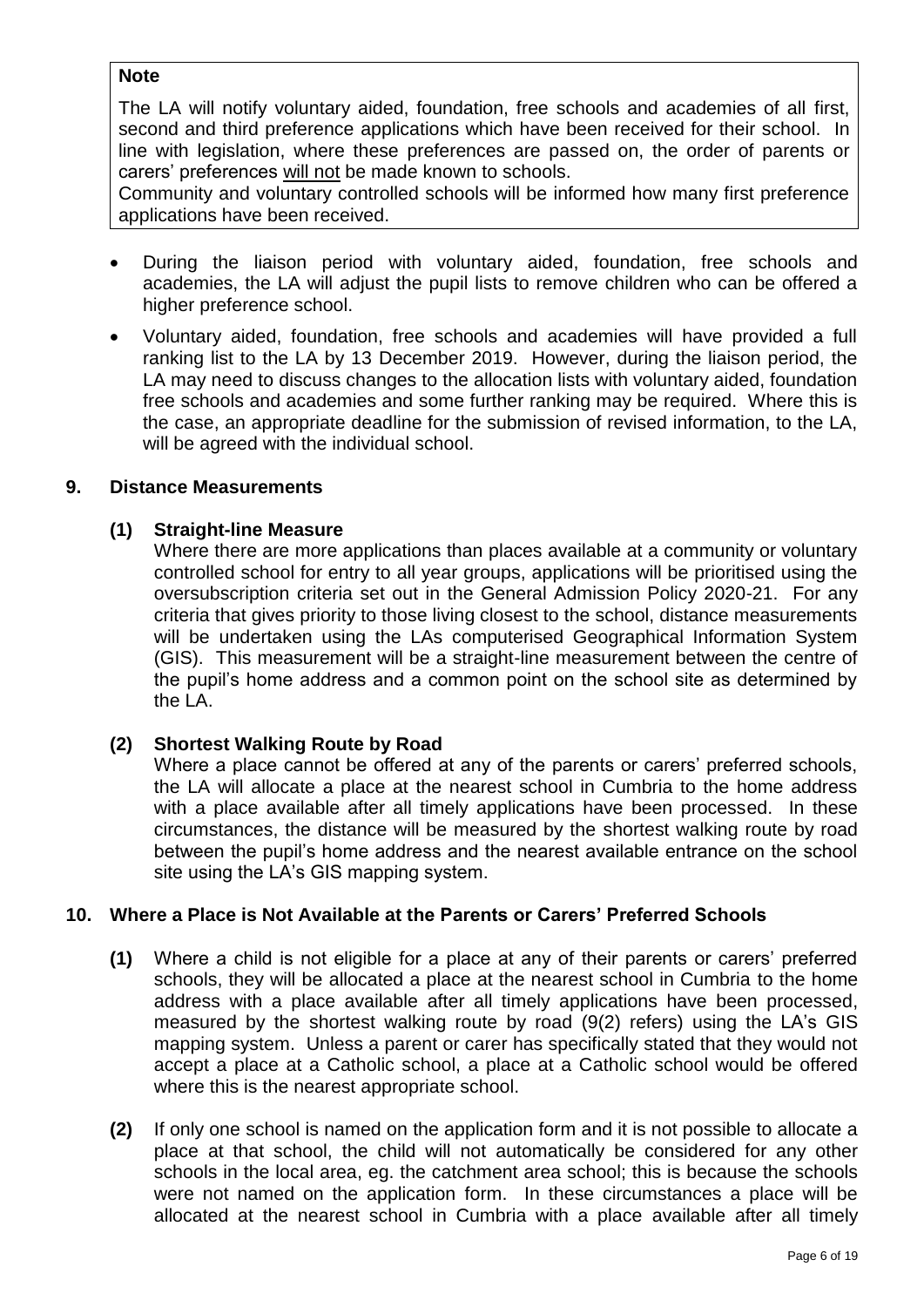> **Note**
>
> The LA will notify voluntary aided, foundation, free schools and academies of all first, second and third preference applications which have been received for their school. In line with legislation, where these preferences are passed on, the order of parents or carers' preferences will not be made known to schools.
>
> Community and voluntary controlled schools will be informed how many first preference applications have been received.

- During the liaison period with voluntary aided, foundation, free schools and academies, the LA will adjust the pupil lists to remove children who can be offered a higher preference school.
- Voluntary aided, foundation, free schools and academies will have provided a full ranking list to the LA by 13 December 2019. However, during the liaison period, the LA may need to discuss changes to the allocation lists with voluntary aided, foundation free schools and academies and some further ranking may be required. Where this is the case, an appropriate deadline for the submission of revised information, to the LA, will be agreed with the individual school.

## 9. Distance Measurements

### (1) Straight-line Measure

Where there are more applications than places available at a community or voluntary controlled school for entry to all year groups, applications will be prioritised using the oversubscription criteria set out in the General Admission Policy 2020-21. For any criteria that gives priority to those living closest to the school, distance measurements will be undertaken using the LAs computerised Geographical Information System (GIS). This measurement will be a straight-line measurement between the centre of the pupil's home address and a common point on the school site as determined by the LA.

### (2) Shortest Walking Route by Road

Where a place cannot be offered at any of the parents or carers' preferred schools, the LA will allocate a place at the nearest school in Cumbria to the home address with a place available after all timely applications have been processed. In these circumstances, the distance will be measured by the shortest walking route by road between the pupil's home address and the nearest available entrance on the school site using the LA's GIS mapping system.

## 10. Where a Place is Not Available at the Parents or Carers' Preferred Schools

**(1)** Where a child is not eligible for a place at any of their parents or carers' preferred schools, they will be allocated a place at the nearest school in Cumbria to the home address with a place available after all timely applications have been processed, measured by the shortest walking route by road (9(2) refers) using the LA's GIS mapping system. Unless a parent or carer has specifically stated that they would not accept a place at a Catholic school, a place at a Catholic school would be offered where this is the nearest appropriate school.

**(2)** If only one school is named on the application form and it is not possible to allocate a place at that school, the child will not automatically be considered for any other schools in the local area, eg. the catchment area school; this is because the schools were not named on the application form. In these circumstances a place will be allocated at the nearest school in Cumbria with a place available after all timely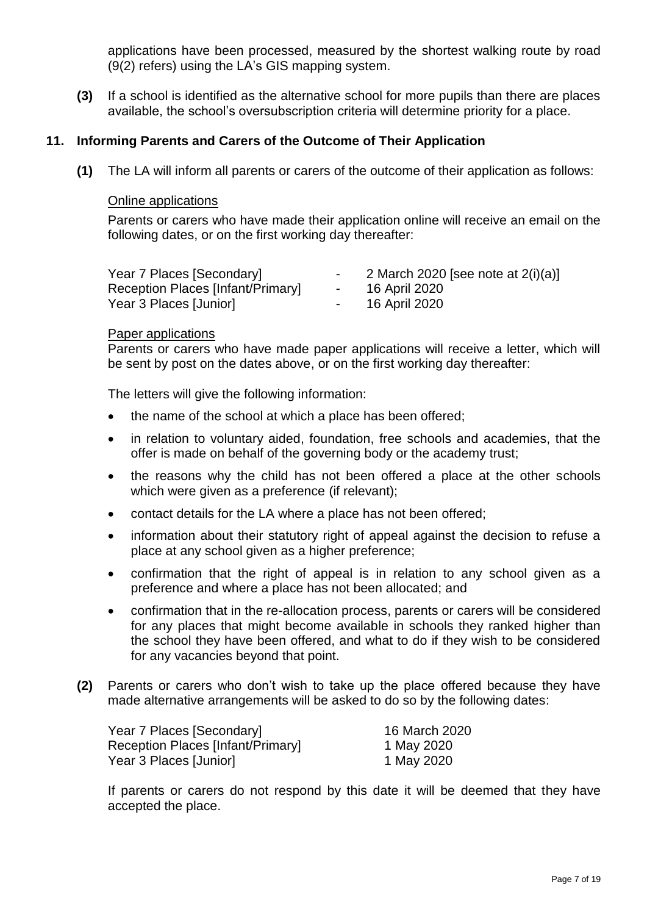applications have been processed, measured by the shortest walking route by road (9(2) refers) using the LA's GIS mapping system.

**(3)** If a school is identified as the alternative school for more pupils than there are places available, the school's oversubscription criteria will determine priority for a place.

## 11. Informing Parents and Carers of the Outcome of Their Application

**(1)** The LA will inform all parents or carers of the outcome of their application as follows:

Online applications

Parents or carers who have made their application online will receive an email on the following dates, or on the first working day thereafter:

| | | |
|---|---|---|
| Year 7 Places [Secondary] | - | 2 March 2020 [see note at 2(i)(a)] |
| Reception Places [Infant/Primary] | - | 16 April 2020 |
| Year 3 Places [Junior] | - | 16 April 2020 |

Paper applications

Parents or carers who have made paper applications will receive a letter, which will be sent by post on the dates above, or on the first working day thereafter:

The letters will give the following information:

- the name of the school at which a place has been offered;
- in relation to voluntary aided, foundation, free schools and academies, that the offer is made on behalf of the governing body or the academy trust;
- the reasons why the child has not been offered a place at the other schools which were given as a preference (if relevant);
- contact details for the LA where a place has not been offered;
- information about their statutory right of appeal against the decision to refuse a place at any school given as a higher preference;
- confirmation that the right of appeal is in relation to any school given as a preference and where a place has not been allocated; and
- confirmation that in the re-allocation process, parents or carers will be considered for any places that might become available in schools they ranked higher than the school they have been offered, and what to do if they wish to be considered for any vacancies beyond that point.

**(2)** Parents or carers who don't wish to take up the place offered because they have made alternative arrangements will be asked to do so by the following dates:

| | |
|---|---|
| Year 7 Places [Secondary] | 16 March 2020 |
| Reception Places [Infant/Primary] | 1 May 2020 |
| Year 3 Places [Junior] | 1 May 2020 |

If parents or carers do not respond by this date it will be deemed that they have accepted the place.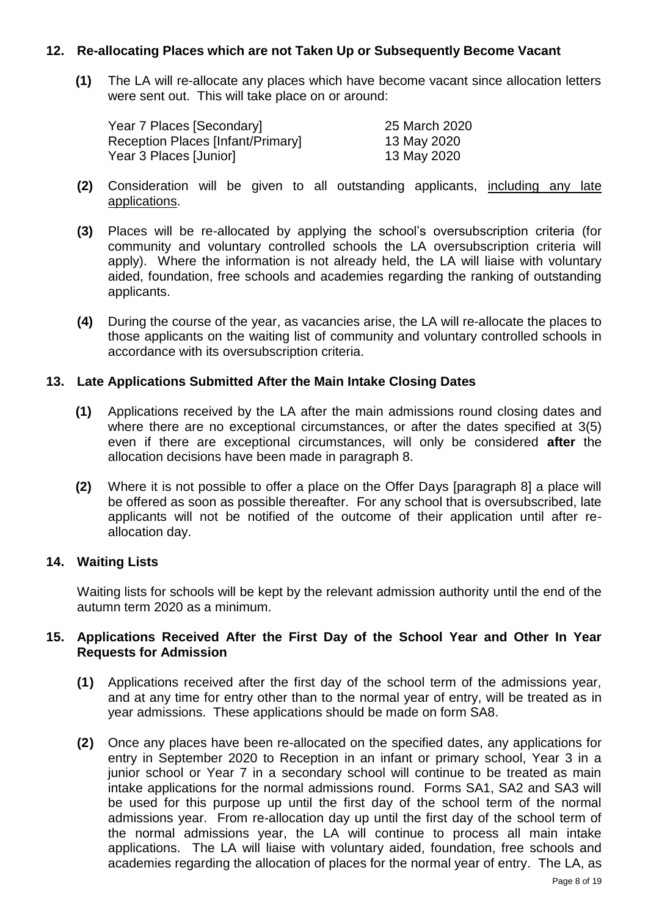## 12. Re-allocating Places which are not Taken Up or Subsequently Become Vacant

**(1)** The LA will re-allocate any places which have become vacant since allocation letters were sent out. This will take place on or around:

| | |
|---|---|
| Year 7 Places [Secondary] | 25 March 2020 |
| Reception Places [Infant/Primary] | 13 May 2020 |
| Year 3 Places [Junior] | 13 May 2020 |

**(2)** Consideration will be given to all outstanding applicants, <u>including any late applications</u>.

**(3)** Places will be re-allocated by applying the school's oversubscription criteria (for community and voluntary controlled schools the LA oversubscription criteria will apply). Where the information is not already held, the LA will liaise with voluntary aided, foundation, free schools and academies regarding the ranking of outstanding applicants.

**(4)** During the course of the year, as vacancies arise, the LA will re-allocate the places to those applicants on the waiting list of community and voluntary controlled schools in accordance with its oversubscription criteria.

## 13. Late Applications Submitted After the Main Intake Closing Dates

**(1)** Applications received by the LA after the main admissions round closing dates and where there are no exceptional circumstances, or after the dates specified at 3(5) even if there are exceptional circumstances, will only be considered **after** the allocation decisions have been made in paragraph 8.

**(2)** Where it is not possible to offer a place on the Offer Days [paragraph 8] a place will be offered as soon as possible thereafter. For any school that is oversubscribed, late applicants will not be notified of the outcome of their application until after re-allocation day.

## 14. Waiting Lists

Waiting lists for schools will be kept by the relevant admission authority until the end of the autumn term 2020 as a minimum.

## 15. Applications Received After the First Day of the School Year and Other In Year Requests for Admission

**(1)** Applications received after the first day of the school term of the admissions year, and at any time for entry other than to the normal year of entry, will be treated as in year admissions. These applications should be made on form SA8.

**(2)** Once any places have been re-allocated on the specified dates, any applications for entry in September 2020 to Reception in an infant or primary school, Year 3 in a junior school or Year 7 in a secondary school will continue to be treated as main intake applications for the normal admissions round. Forms SA1, SA2 and SA3 will be used for this purpose up until the first day of the school term of the normal admissions year. From re-allocation day up until the first day of the school term of the normal admissions year, the LA will continue to process all main intake applications. The LA will liaise with voluntary aided, foundation, free schools and academies regarding the allocation of places for the normal year of entry. The LA, as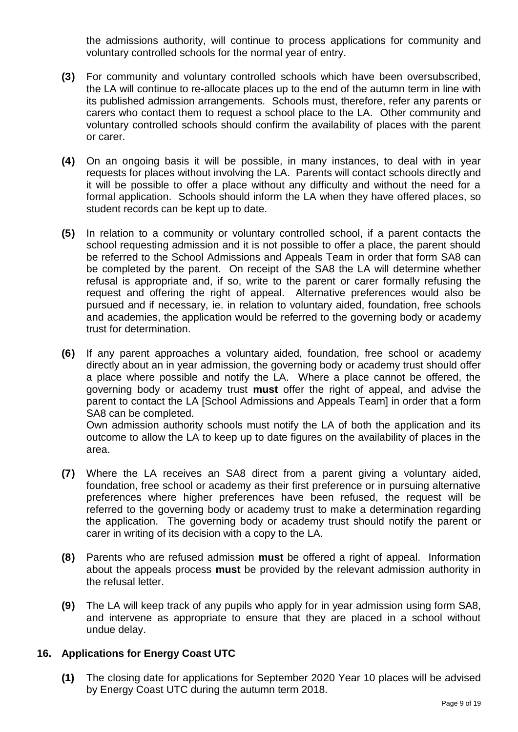the admissions authority, will continue to process applications for community and voluntary controlled schools for the normal year of entry.

**(3)** For community and voluntary controlled schools which have been oversubscribed, the LA will continue to re-allocate places up to the end of the autumn term in line with its published admission arrangements. Schools must, therefore, refer any parents or carers who contact them to request a school place to the LA. Other community and voluntary controlled schools should confirm the availability of places with the parent or carer.

**(4)** On an ongoing basis it will be possible, in many instances, to deal with in year requests for places without involving the LA. Parents will contact schools directly and it will be possible to offer a place without any difficulty and without the need for a formal application. Schools should inform the LA when they have offered places, so student records can be kept up to date.

**(5)** In relation to a community or voluntary controlled school, if a parent contacts the school requesting admission and it is not possible to offer a place, the parent should be referred to the School Admissions and Appeals Team in order that form SA8 can be completed by the parent. On receipt of the SA8 the LA will determine whether refusal is appropriate and, if so, write to the parent or carer formally refusing the request and offering the right of appeal. Alternative preferences would also be pursued and if necessary, ie. in relation to voluntary aided, foundation, free schools and academies, the application would be referred to the governing body or academy trust for determination.

**(6)** If any parent approaches a voluntary aided, foundation, free school or academy directly about an in year admission, the governing body or academy trust should offer a place where possible and notify the LA. Where a place cannot be offered, the governing body or academy trust **must** offer the right of appeal, and advise the parent to contact the LA [School Admissions and Appeals Team] in order that a form SA8 can be completed.
Own admission authority schools must notify the LA of both the application and its outcome to allow the LA to keep up to date figures on the availability of places in the area.

**(7)** Where the LA receives an SA8 direct from a parent giving a voluntary aided, foundation, free school or academy as their first preference or in pursuing alternative preferences where higher preferences have been refused, the request will be referred to the governing body or academy trust to make a determination regarding the application. The governing body or academy trust should notify the parent or carer in writing of its decision with a copy to the LA.

**(8)** Parents who are refused admission **must** be offered a right of appeal. Information about the appeals process **must** be provided by the relevant admission authority in the refusal letter.

**(9)** The LA will keep track of any pupils who apply for in year admission using form SA8, and intervene as appropriate to ensure that they are placed in a school without undue delay.

## 16. Applications for Energy Coast UTC

**(1)** The closing date for applications for September 2020 Year 10 places will be advised by Energy Coast UTC during the autumn term 2018.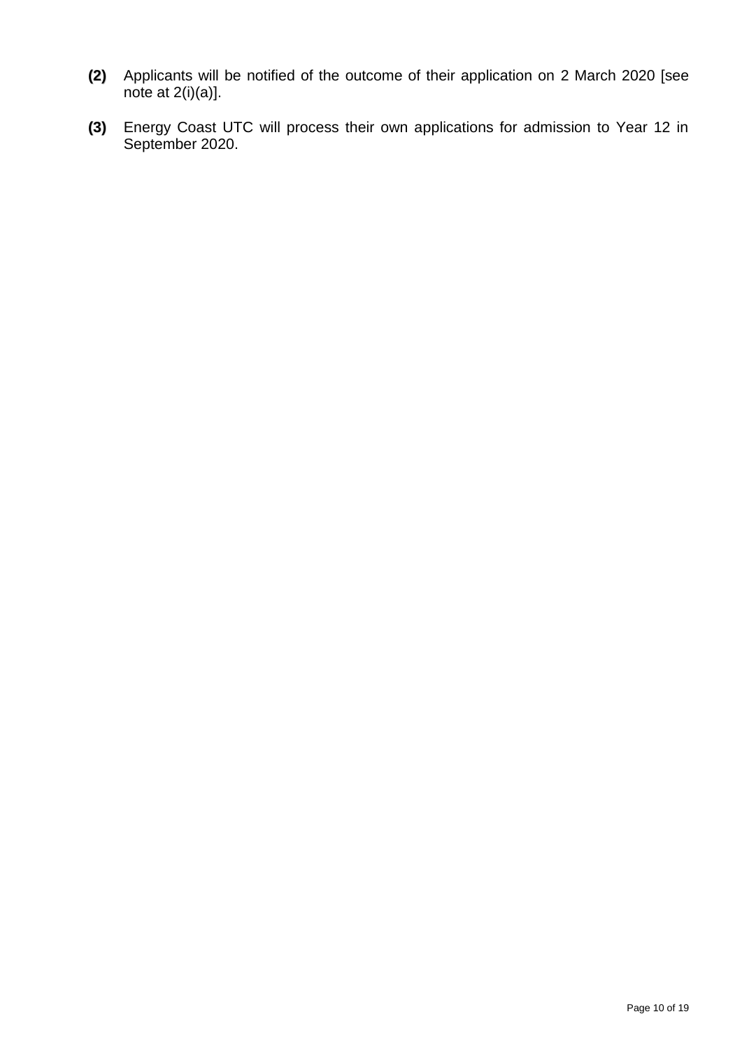**(2)** Applicants will be notified of the outcome of their application on 2 March 2020 [see note at 2(i)(a)].

**(3)** Energy Coast UTC will process their own applications for admission to Year 12 in September 2020.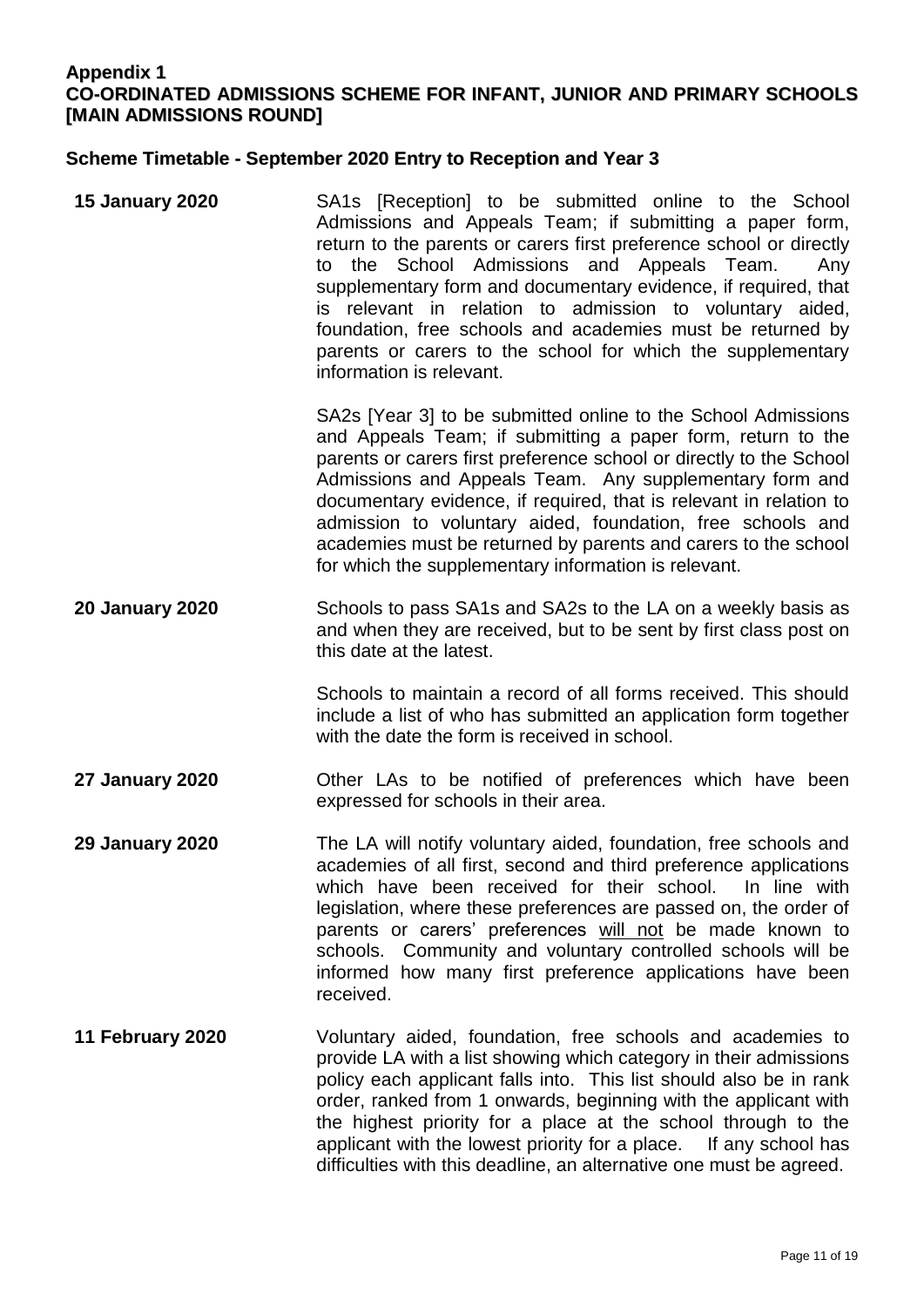# Appendix 1
# CO-ORDINATED ADMISSIONS SCHEME FOR INFANT, JUNIOR AND PRIMARY SCHOOLS [MAIN ADMISSIONS ROUND]

## Scheme Timetable - September 2020 Entry to Reception and Year 3

**15 January 2020**

SA1s [Reception] to be submitted online to the School Admissions and Appeals Team; if submitting a paper form, return to the parents or carers first preference school or directly to the School Admissions and Appeals Team. Any supplementary form and documentary evidence, if required, that is relevant in relation to admission to voluntary aided, foundation, free schools and academies must be returned by parents or carers to the school for which the supplementary information is relevant.

SA2s [Year 3] to be submitted online to the School Admissions and Appeals Team; if submitting a paper form, return to the parents or carers first preference school or directly to the School Admissions and Appeals Team. Any supplementary form and documentary evidence, if required, that is relevant in relation to admission to voluntary aided, foundation, free schools and academies must be returned by parents and carers to the school for which the supplementary information is relevant.

**20 January 2020**

Schools to pass SA1s and SA2s to the LA on a weekly basis as and when they are received, but to be sent by first class post on this date at the latest.

Schools to maintain a record of all forms received. This should include a list of who has submitted an application form together with the date the form is received in school.

**27 January 2020**

Other LAs to be notified of preferences which have been expressed for schools in their area.

**29 January 2020**

The LA will notify voluntary aided, foundation, free schools and academies of all first, second and third preference applications which have been received for their school. In line with legislation, where these preferences are passed on, the order of parents or carers' preferences will not be made known to schools. Community and voluntary controlled schools will be informed how many first preference applications have been received.

**11 February 2020**

Voluntary aided, foundation, free schools and academies to provide LA with a list showing which category in their admissions policy each applicant falls into. This list should also be in rank order, ranked from 1 onwards, beginning with the applicant with the highest priority for a place at the school through to the applicant with the lowest priority for a place. If any school has difficulties with this deadline, an alternative one must be agreed.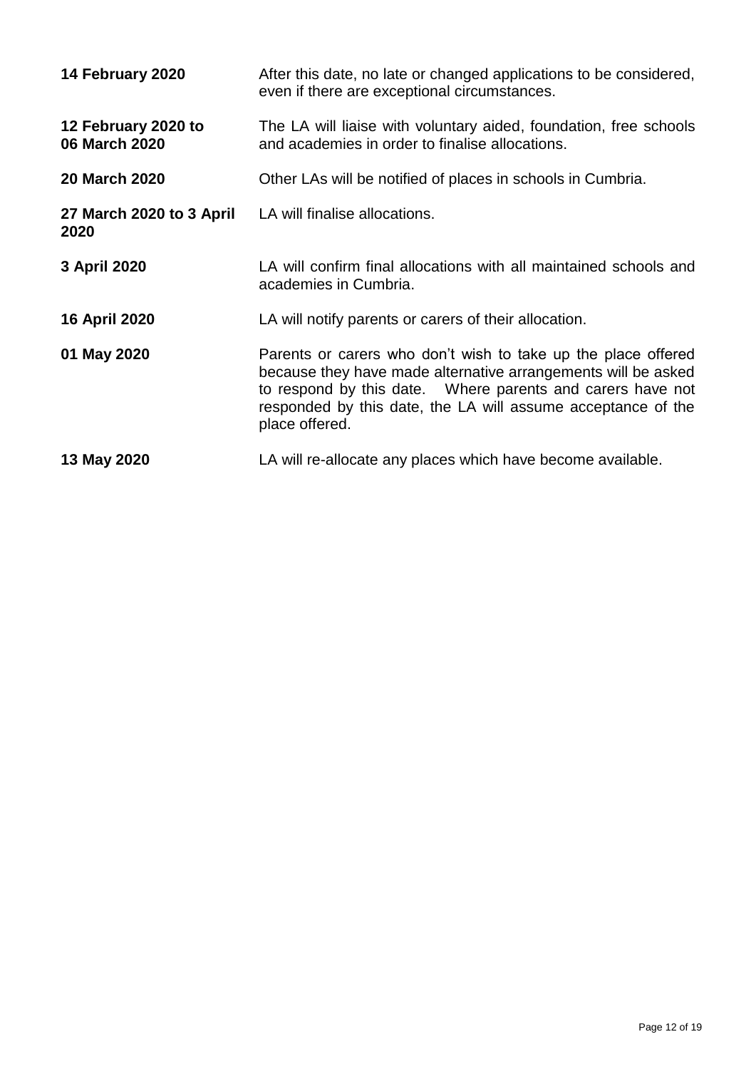| | |
|---|---|
| **14 February 2020** | After this date, no late or changed applications to be considered, even if there are exceptional circumstances. |
| **12 February 2020 to 06 March 2020** | The LA will liaise with voluntary aided, foundation, free schools and academies in order to finalise allocations. |
| **20 March 2020** | Other LAs will be notified of places in schools in Cumbria. |
| **27 March 2020 to 3 April 2020** | LA will finalise allocations. |
| **3 April 2020** | LA will confirm final allocations with all maintained schools and academies in Cumbria. |
| **16 April 2020** | LA will notify parents or carers of their allocation. |
| **01 May 2020** | Parents or carers who don't wish to take up the place offered because they have made alternative arrangements will be asked to respond by this date. Where parents and carers have not responded by this date, the LA will assume acceptance of the place offered. |
| **13 May 2020** | LA will re-allocate any places which have become available. |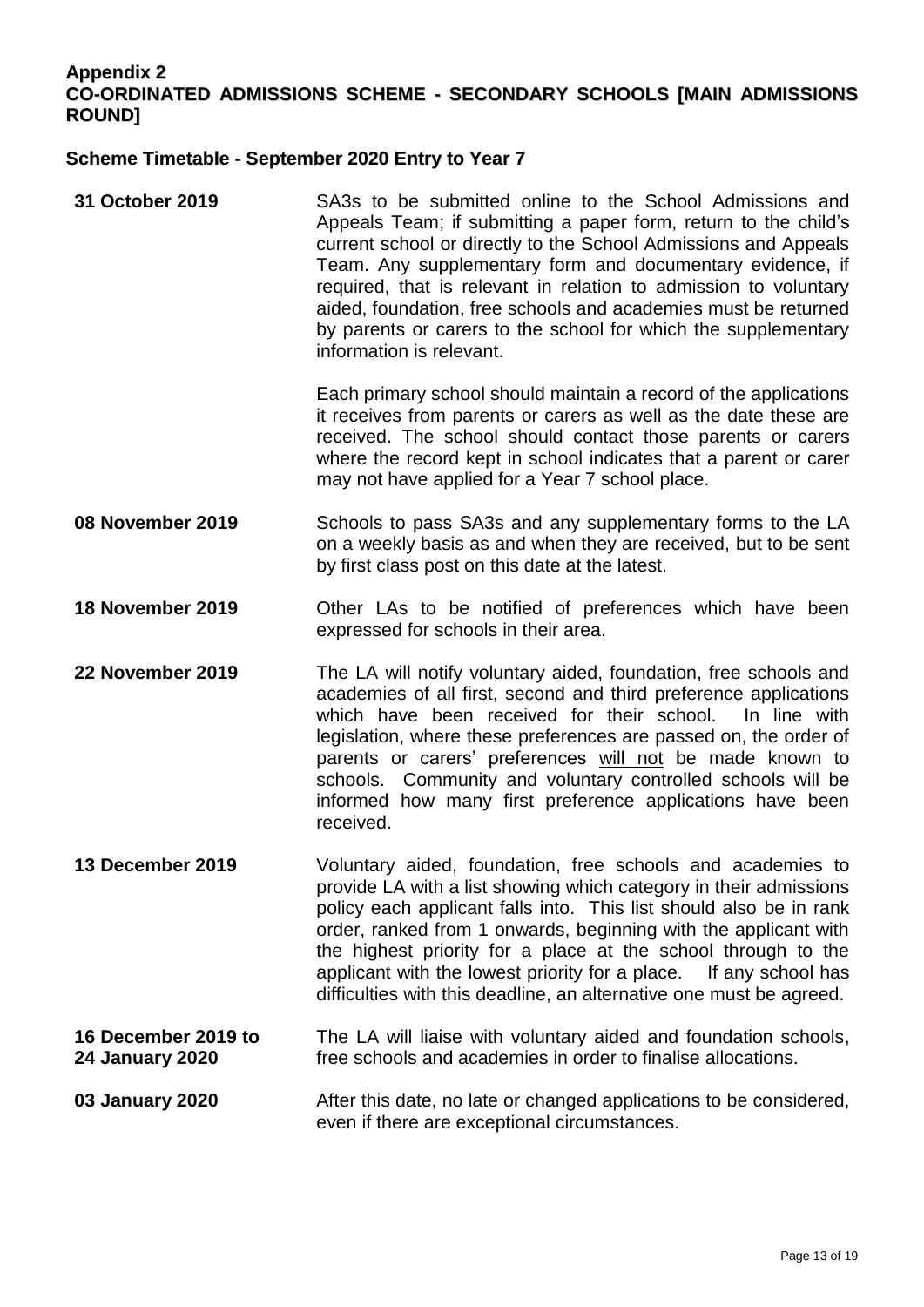## Appendix 2
## CO-ORDINATED ADMISSIONS SCHEME - SECONDARY SCHOOLS [MAIN ADMISSIONS ROUND]

### Scheme Timetable - September 2020 Entry to Year 7

**31 October 2019**

SA3s to be submitted online to the School Admissions and Appeals Team; if submitting a paper form, return to the child's current school or directly to the School Admissions and Appeals Team. Any supplementary form and documentary evidence, if required, that is relevant in relation to admission to voluntary aided, foundation, free schools and academies must be returned by parents or carers to the school for which the supplementary information is relevant.

Each primary school should maintain a record of the applications it receives from parents or carers as well as the date these are received. The school should contact those parents or carers where the record kept in school indicates that a parent or carer may not have applied for a Year 7 school place.

**08 November 2019**

Schools to pass SA3s and any supplementary forms to the LA on a weekly basis as and when they are received, but to be sent by first class post on this date at the latest.

**18 November 2019**

Other LAs to be notified of preferences which have been expressed for schools in their area.

**22 November 2019**

The LA will notify voluntary aided, foundation, free schools and academies of all first, second and third preference applications which have been received for their school. In line with legislation, where these preferences are passed on, the order of parents or carers' preferences <u>will not</u> be made known to schools. Community and voluntary controlled schools will be informed how many first preference applications have been received.

**13 December 2019**

Voluntary aided, foundation, free schools and academies to provide LA with a list showing which category in their admissions policy each applicant falls into. This list should also be in rank order, ranked from 1 onwards, beginning with the applicant with the highest priority for a place at the school through to the applicant with the lowest priority for a place. If any school has difficulties with this deadline, an alternative one must be agreed.

**16 December 2019 to 24 January 2020**

The LA will liaise with voluntary aided and foundation schools, free schools and academies in order to finalise allocations.

**03 January 2020**

After this date, no late or changed applications to be considered, even if there are exceptional circumstances.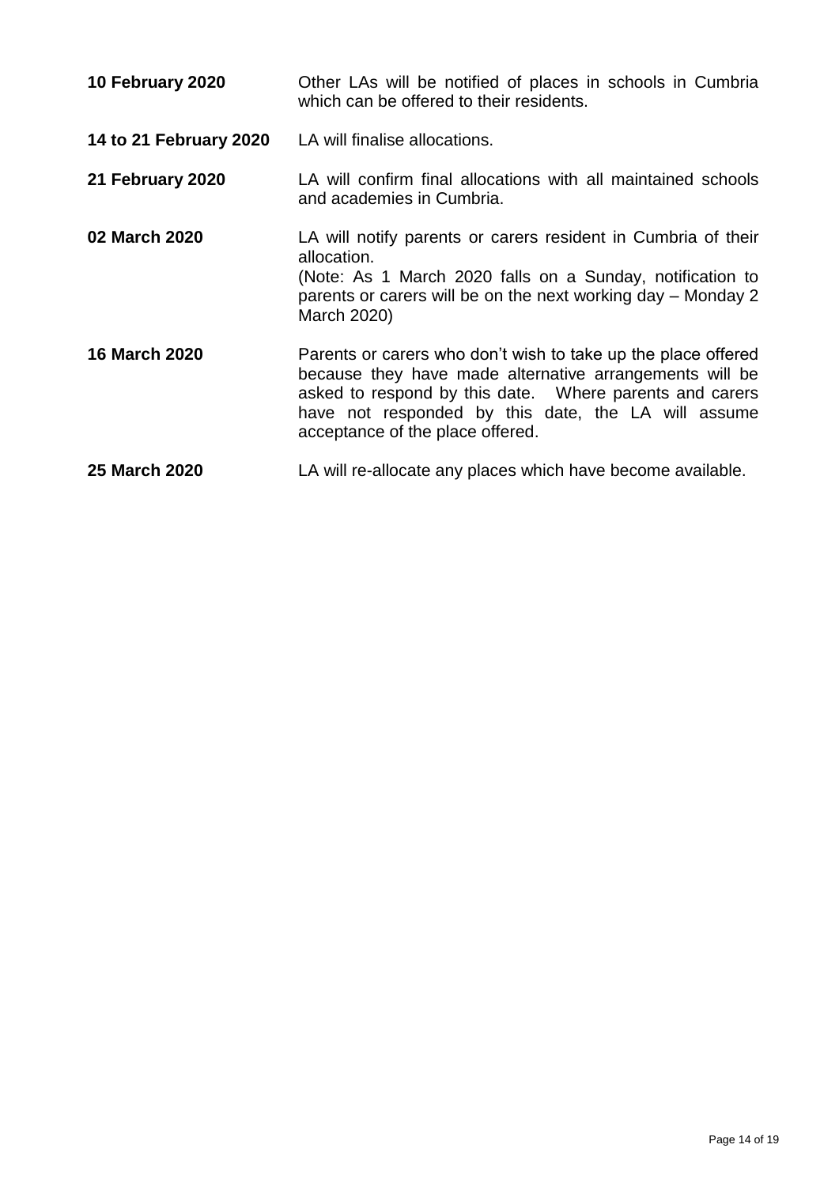| | |
|---|---|
| **10 February 2020** | Other LAs will be notified of places in schools in Cumbria which can be offered to their residents. |
| **14 to 21 February 2020** | LA will finalise allocations. |
| **21 February 2020** | LA will confirm final allocations with all maintained schools and academies in Cumbria. |
| **02 March 2020** | LA will notify parents or carers resident in Cumbria of their allocation. (Note: As 1 March 2020 falls on a Sunday, notification to parents or carers will be on the next working day – Monday 2 March 2020) |
| **16 March 2020** | Parents or carers who don't wish to take up the place offered because they have made alternative arrangements will be asked to respond by this date. Where parents and carers have not responded by this date, the LA will assume acceptance of the place offered. |
| **25 March 2020** | LA will re-allocate any places which have become available. |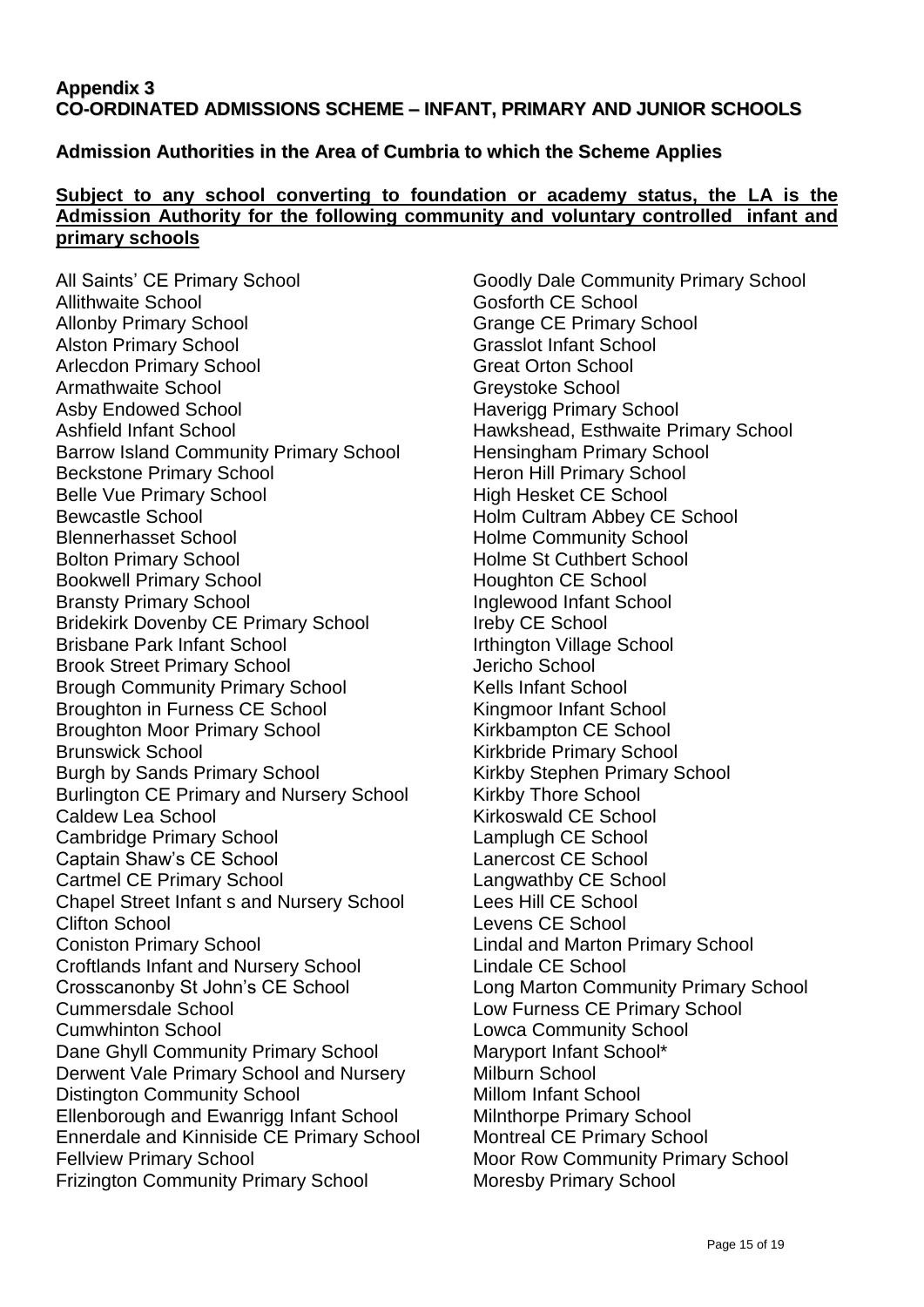**Appendix 3**
**CO-ORDINATED ADMISSIONS SCHEME – INFANT, PRIMARY AND JUNIOR SCHOOLS**

**Admission Authorities in the Area of Cumbria to which the Scheme Applies**

**Subject to any school converting to foundation or academy status, the LA is the Admission Authority for the following community and voluntary controlled infant and primary schools**

All Saints' CE Primary School
Allithwaite School
Allonby Primary School
Alston Primary School
Arlecdon Primary School
Armathwaite School
Asby Endowed School
Ashfield Infant School
Barrow Island Community Primary School
Beckstone Primary School
Belle Vue Primary School
Bewcastle School
Blennerhasset School
Bolton Primary School
Bookwell Primary School
Bransty Primary School
Bridekirk Dovenby CE Primary School
Brisbane Park Infant School
Brook Street Primary School
Brough Community Primary School
Broughton in Furness CE School
Broughton Moor Primary School
Brunswick School
Burgh by Sands Primary School
Burlington CE Primary and Nursery School
Caldew Lea School
Cambridge Primary School
Captain Shaw's CE School
Cartmel CE Primary School
Chapel Street Infant s and Nursery School
Clifton School
Coniston Primary School
Croftlands Infant and Nursery School
Crosscanonby St John's CE School
Cummersdale School
Cumwhinton School
Dane Ghyll Community Primary School
Derwent Vale Primary School and Nursery
Distington Community School
Ellenborough and Ewanrigg Infant School
Ennerdale and Kinniside CE Primary School
Fellview Primary School
Frizington Community Primary School
Goodly Dale Community Primary School
Gosforth CE School
Grange CE Primary School
Grasslot Infant School
Great Orton School
Greystoke School
Haverigg Primary School
Hawkshead, Esthwaite Primary School
Hensingham Primary School
Heron Hill Primary School
High Hesket CE School
Holm Cultram Abbey CE School
Holme Community School
Holme St Cuthbert School
Houghton CE School
Inglewood Infant School
Ireby CE School
Irthington Village School
Jericho School
Kells Infant School
Kingmoor Infant School
Kirkbampton CE School
Kirkbride Primary School
Kirkby Stephen Primary School
Kirkby Thore School
Kirkoswald CE School
Lamplugh CE School
Lanercost CE School
Langwathby CE School
Lees Hill CE School
Levens CE School
Lindal and Marton Primary School
Lindale CE School
Long Marton Community Primary School
Low Furness CE Primary School
Lowca Community School
Maryport Infant School*
Milburn School
Millom Infant School
Milnthorpe Primary School
Montreal CE Primary School
Moor Row Community Primary School
Moresby Primary School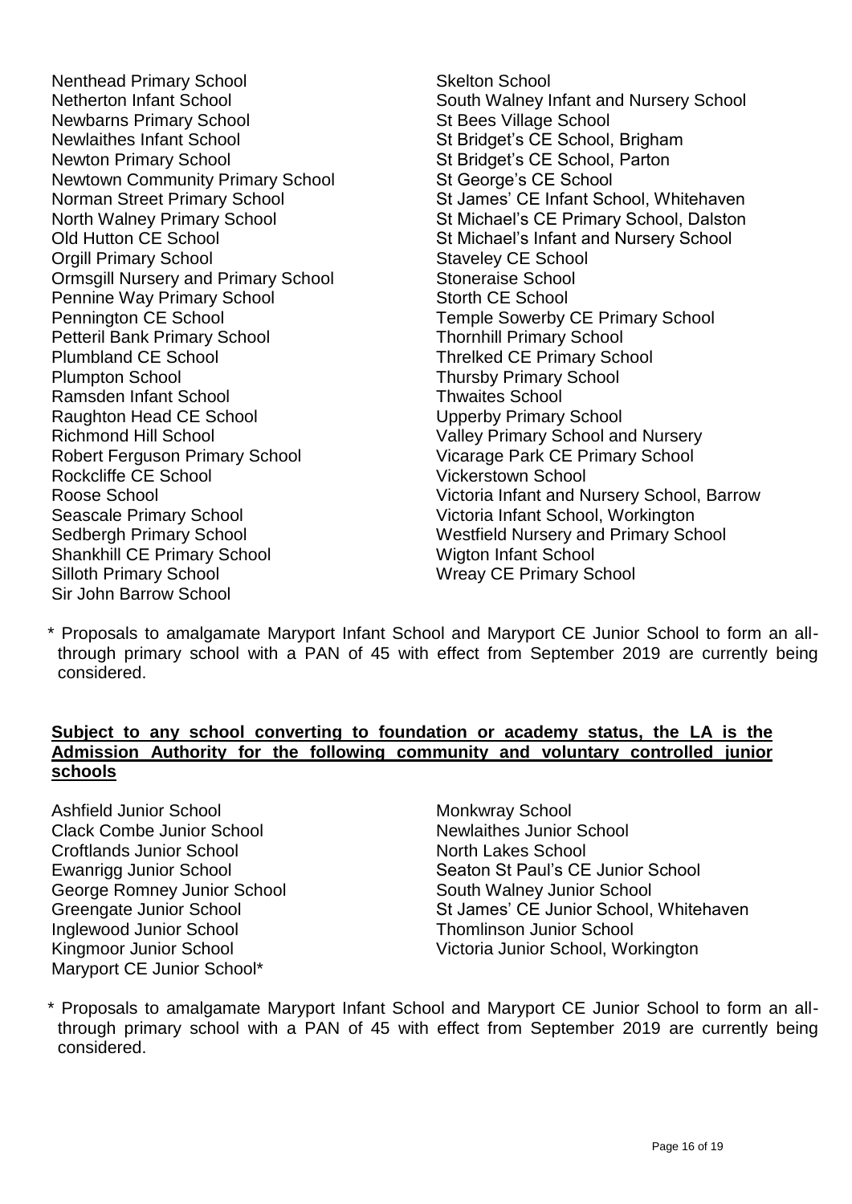- Nenthead Primary School
- Netherton Infant School
- Newbarns Primary School
- Newlaithes Infant School
- Newton Primary School
- Newtown Community Primary School
- Norman Street Primary School
- North Walney Primary School
- Old Hutton CE School
- Orgill Primary School
- Ormsgill Nursery and Primary School
- Pennine Way Primary School
- Pennington CE School
- Petteril Bank Primary School
- Plumbland CE School
- Plumpton School
- Ramsden Infant School
- Raughton Head CE School
- Richmond Hill School
- Robert Ferguson Primary School
- Rockcliffe CE School
- Roose School
- Seascale Primary School
- Sedbergh Primary School
- Shankhill CE Primary School
- Silloth Primary School
- Sir John Barrow School
- Skelton School
- South Walney Infant and Nursery School
- St Bees Village School
- St Bridget's CE School, Brigham
- St Bridget's CE School, Parton
- St George's CE School
- St James' CE Infant School, Whitehaven
- St Michael's CE Primary School, Dalston
- St Michael's Infant and Nursery School
- Staveley CE School
- Stoneraise School
- Storth CE School
- Temple Sowerby CE Primary School
- Thornhill Primary School
- Threlked CE Primary School
- Thursby Primary School
- Thwaites School
- Upperby Primary School
- Valley Primary School and Nursery
- Vicarage Park CE Primary School
- Vickerstown School
- Victoria Infant and Nursery School, Barrow
- Victoria Infant School, Workington
- Westfield Nursery and Primary School
- Wigton Infant School
- Wreay CE Primary School

\* Proposals to amalgamate Maryport Infant School and Maryport CE Junior School to form an all-through primary school with a PAN of 45 with effect from September 2019 are currently being considered.

**Subject to any school converting to foundation or academy status, the LA is the Admission Authority for the following community and voluntary controlled junior schools**

- Ashfield Junior School
- Clack Combe Junior School
- Croftlands Junior School
- Ewanrigg Junior School
- George Romney Junior School
- Greengate Junior School
- Inglewood Junior School
- Kingmoor Junior School
- Maryport CE Junior School*
- Monkwray School
- Newlaithes Junior School
- North Lakes School
- Seaton St Paul's CE Junior School
- South Walney Junior School
- St James' CE Junior School, Whitehaven
- Thomlinson Junior School
- Victoria Junior School, Workington

\* Proposals to amalgamate Maryport Infant School and Maryport CE Junior School to form an all-through primary school with a PAN of 45 with effect from September 2019 are currently being considered.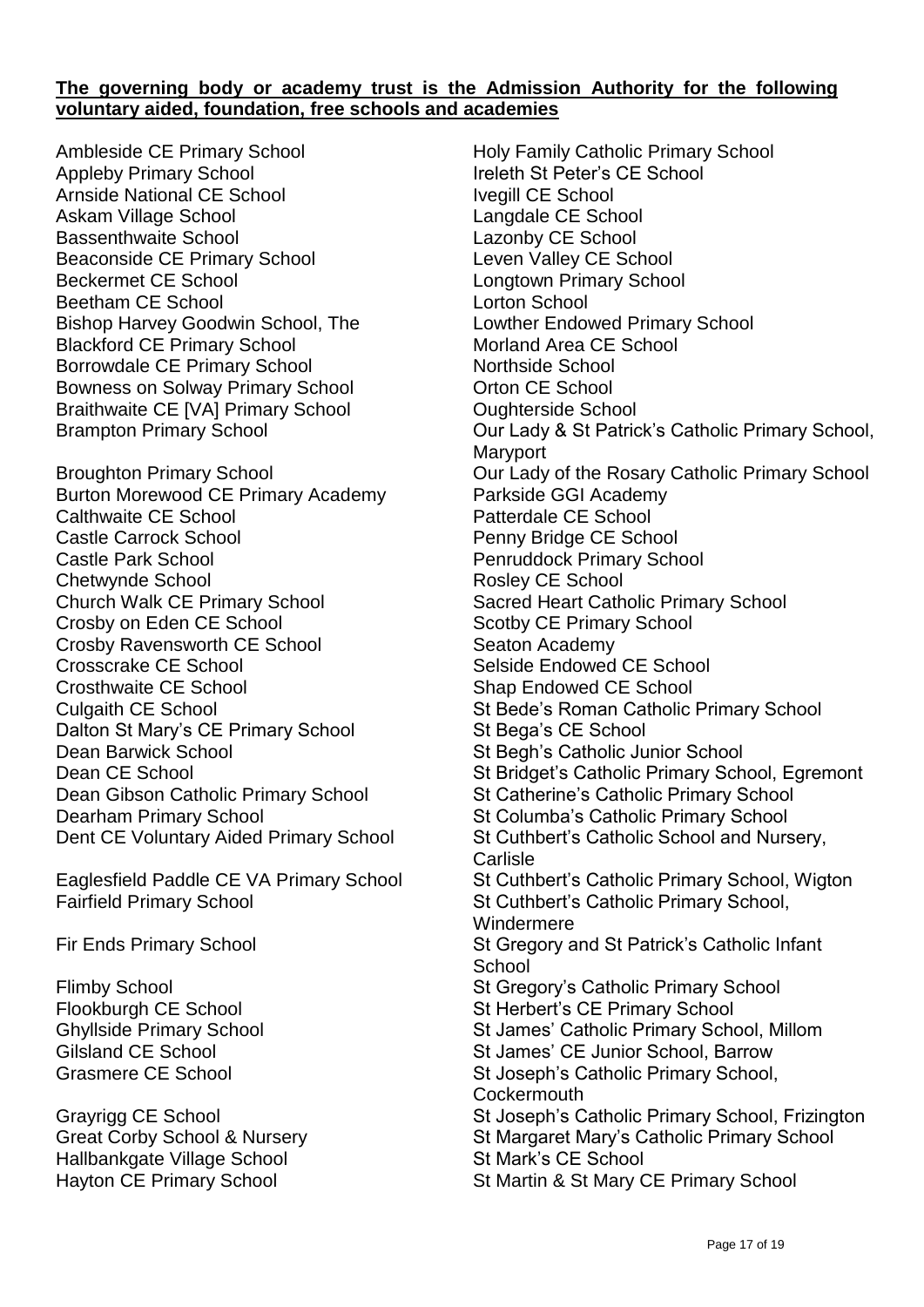**The governing body or academy trust is the Admission Authority for the following voluntary aided, foundation, free schools and academies**

Ambleside CE Primary School
Appleby Primary School
Arnside National CE School
Askam Village School
Bassenthwaite School
Beaconside CE Primary School
Beckermet CE School
Beetham CE School
Bishop Harvey Goodwin School, The
Blackford CE Primary School
Borrowdale CE Primary School
Bowness on Solway Primary School
Braithwaite CE [VA] Primary School
Brampton Primary School

Broughton Primary School
Burton Morewood CE Primary Academy
Calthwaite CE School
Castle Carrock School
Castle Park School
Chetwynde School
Church Walk CE Primary School
Crosby on Eden CE School
Crosby Ravensworth CE School
Crosscrake CE School
Crosthwaite CE School
Culgaith CE School
Dalton St Mary's CE Primary School
Dean Barwick School
Dean CE School
Dean Gibson Catholic Primary School
Dearham Primary School
Dent CE Voluntary Aided Primary School

Eaglesfield Paddle CE VA Primary School
Fairfield Primary School

Fir Ends Primary School

Flimby School
Flookburgh CE School
Ghyllside Primary School
Gilsland CE School
Grasmere CE School

Grayrigg CE School
Great Corby School & Nursery
Hallbankgate Village School
Hayton CE Primary School

Holy Family Catholic Primary School
Ireleth St Peter's CE School
Ivegill CE School
Langdale CE School
Lazonby CE School
Leven Valley CE School
Longtown Primary School
Lorton School
Lowther Endowed Primary School
Morland Area CE School
Northside School
Orton CE School
Oughterside School
Our Lady & St Patrick's Catholic Primary School, Maryport
Our Lady of the Rosary Catholic Primary School
Parkside GGI Academy
Patterdale CE School
Penny Bridge CE School
Penruddock Primary School
Rosley CE School
Sacred Heart Catholic Primary School
Scotby CE Primary School
Seaton Academy
Selside Endowed CE School
Shap Endowed CE School
St Bede's Roman Catholic Primary School
St Bega's CE School
St Begh's Catholic Junior School
St Bridget's Catholic Primary School, Egremont
St Catherine's Catholic Primary School
St Columba's Catholic Primary School
St Cuthbert's Catholic School and Nursery, Carlisle
St Cuthbert's Catholic Primary School, Wigton
St Cuthbert's Catholic Primary School, Windermere
St Gregory and St Patrick's Catholic Infant School
St Gregory's Catholic Primary School
St Herbert's CE Primary School
St James' Catholic Primary School, Millom
St James' CE Junior School, Barrow
St Joseph's Catholic Primary School, Cockermouth
St Joseph's Catholic Primary School, Frizington
St Margaret Mary's Catholic Primary School
St Mark's CE School
St Martin & St Mary CE Primary School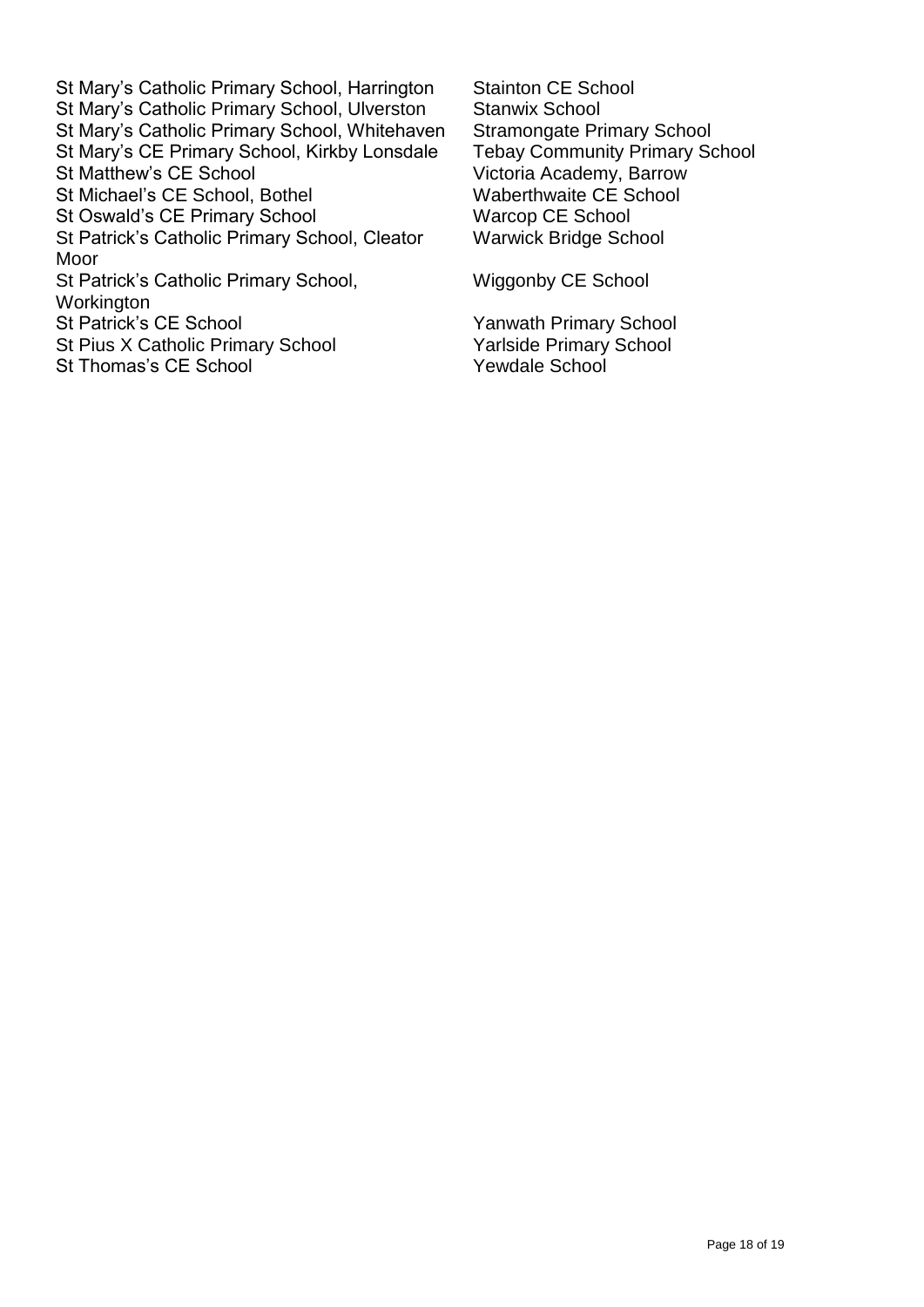St Mary's Catholic Primary School, Harrington
St Mary's Catholic Primary School, Ulverston
St Mary's Catholic Primary School, Whitehaven
St Mary's CE Primary School, Kirkby Lonsdale
St Matthew's CE School
St Michael's CE School, Bothel
St Oswald's CE Primary School
St Patrick's Catholic Primary School, Cleator Moor
St Patrick's Catholic Primary School, Workington
St Patrick's CE School
St Pius X Catholic Primary School
St Thomas's CE School
Stainton CE School
Stanwix School
Stramongate Primary School
Tebay Community Primary School
Victoria Academy, Barrow
Waberthwaite CE School
Warcop CE School
Warwick Bridge School
Wiggonby CE School
Yanwath Primary School
Yarlside Primary School
Yewdale School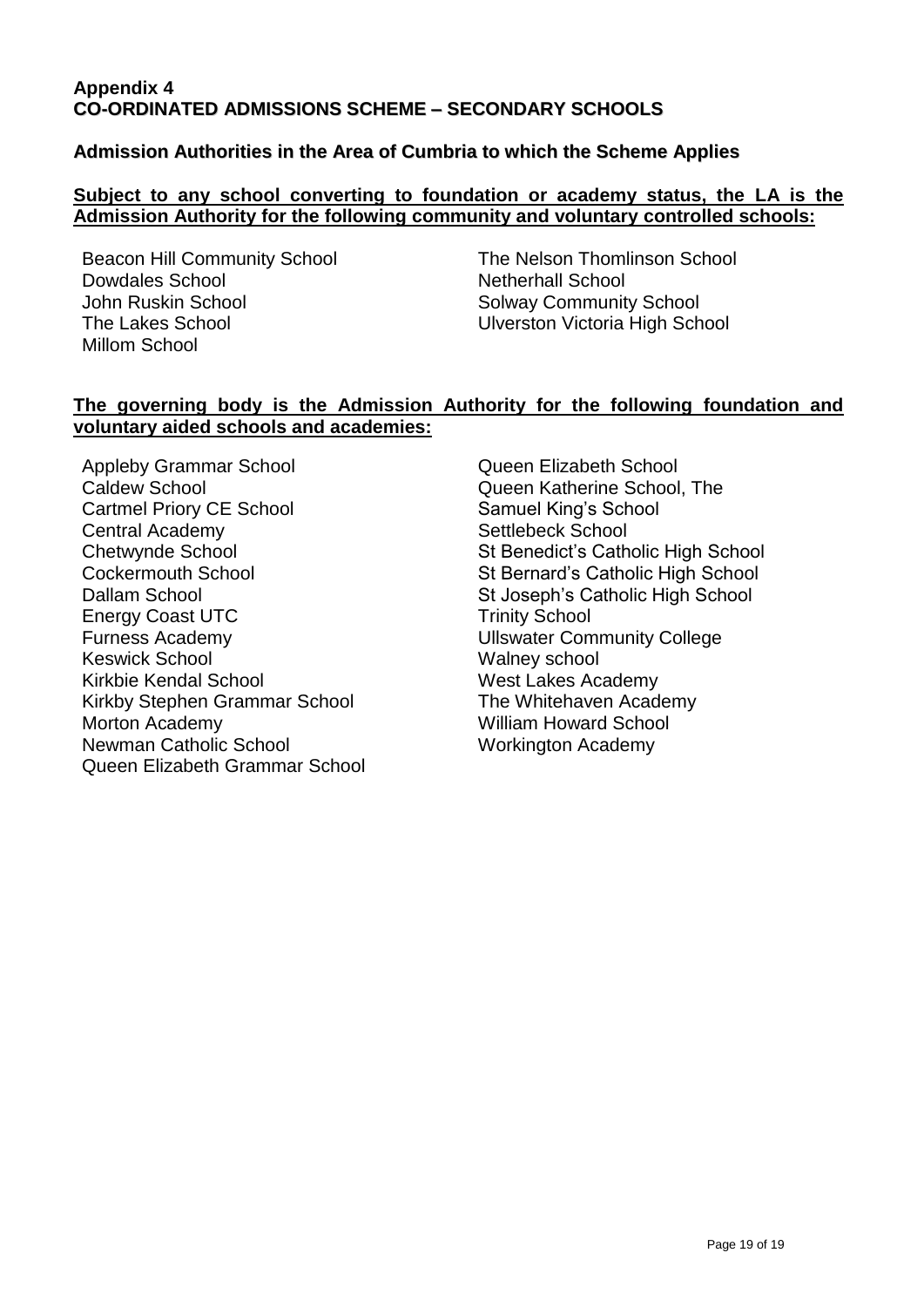**Appendix 4**
**CO-ORDINATED ADMISSIONS SCHEME – SECONDARY SCHOOLS**

**Admission Authorities in the Area of Cumbria to which the Scheme Applies**

**Subject to any school converting to foundation or academy status, the LA is the Admission Authority for the following community and voluntary controlled schools:**

Beacon Hill Community School
Dowdales School
John Ruskin School
The Lakes School
Millom School
The Nelson Thomlinson School
Netherhall School
Solway Community School
Ulverston Victoria High School

**The governing body is the Admission Authority for the following foundation and voluntary aided schools and academies:**

Appleby Grammar School
Caldew School
Cartmel Priory CE School
Central Academy
Chetwynde School
Cockermouth School
Dallam School
Energy Coast UTC
Furness Academy
Keswick School
Kirkbie Kendal School
Kirkby Stephen Grammar School
Morton Academy
Newman Catholic School
Queen Elizabeth Grammar School
Queen Elizabeth School
Queen Katherine School, The
Samuel King's School
Settlebeck School
St Benedict's Catholic High School
St Bernard's Catholic High School
St Joseph's Catholic High School
Trinity School
Ullswater Community College
Walney school
West Lakes Academy
The Whitehaven Academy
William Howard School
Workington Academy